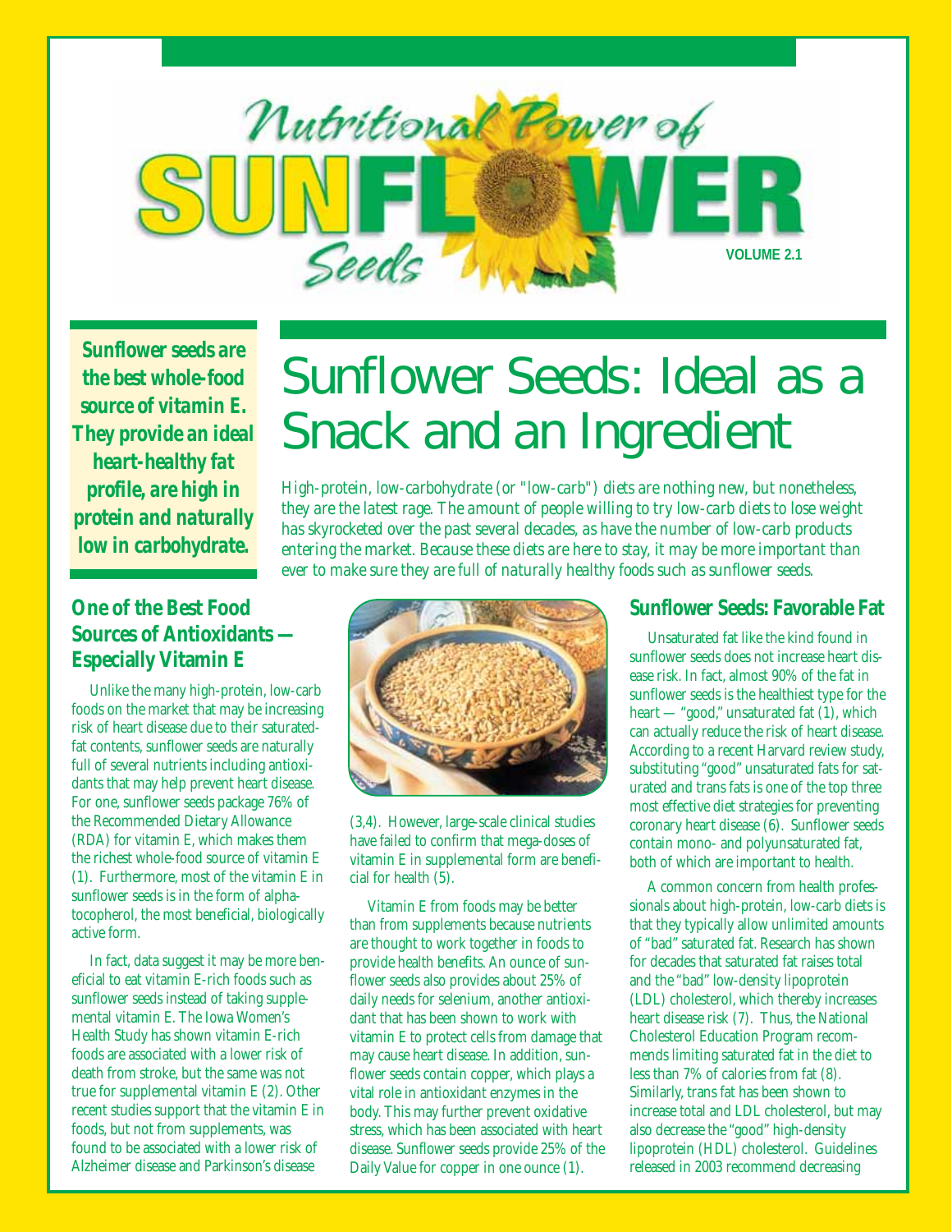# Nutritional Power of SUNFLOWER Seeds

VOLUME 2.1

***Sunflower seeds are the best whole-food source of vitamin E. They provide an ideal heart-healthy fat profile, are high in protein and naturally low in carbohydrate.***

# Sunflower Seeds: Ideal as a Snack and an Ingredient

*High-protein, low-carbohydrate (or "low-carb") diets are nothing new, but nonetheless, they are the latest rage. The amount of people willing to try low-carb diets to lose weight has skyrocketed over the past several decades, as have the number of low-carb products entering the market. Because these diets are here to stay, it may be more important than ever to make sure they are full of naturally healthy foods such as sunflower seeds.*

## One of the Best Food Sources of Antioxidants — Especially Vitamin E

Unlike the many high-protein, low-carb foods on the market that may be increasing risk of heart disease due to their saturated-fat contents, sunflower seeds are naturally full of several nutrients including antioxidants that may help prevent heart disease. For one, sunflower seeds package 76% of the Recommended Dietary Allowance (RDA) for vitamin E, which makes them the richest whole-food source of vitamin E (1). Furthermore, most of the vitamin E in sunflower seeds is in the form of alpha-tocopherol, the most beneficial, biologically active form.

In fact, data suggest it may be more beneficial to eat vitamin E-rich foods such as sunflower seeds instead of taking supplemental vitamin E. The Iowa Women's Health Study has shown vitamin E-rich foods are associated with a lower risk of death from stroke, but the same was not true for supplemental vitamin E (2). Other recent studies support that the vitamin E in foods, but not from supplements, was found to be associated with a lower risk of Alzheimer disease and Parkinson's disease (3,4). However, large-scale clinical studies have failed to confirm that mega-doses of vitamin E in supplemental form are beneficial for health (5).

Vitamin E from foods may be better than from supplements because nutrients are thought to work together in foods to provide health benefits. An ounce of sunflower seeds also provides about 25% of daily needs for selenium, another antioxidant that has been shown to work with vitamin E to protect cells from damage that may cause heart disease. In addition, sunflower seeds contain copper, which plays a vital role in antioxidant enzymes in the body. This may further prevent oxidative stress, which has been associated with heart disease. Sunflower seeds provide 25% of the Daily Value for copper in one ounce (1).

## Sunflower Seeds: Favorable Fat

Unsaturated fat like the kind found in sunflower seeds does not increase heart disease risk. In fact, almost 90% of the fat in sunflower seeds is the healthiest type for the heart — "good," unsaturated fat (1), which can actually reduce the risk of heart disease. According to a recent Harvard review study, substituting "good" unsaturated fats for saturated and trans fats is one of the top three most effective diet strategies for preventing coronary heart disease (6). Sunflower seeds contain mono- and polyunsaturated fat, both of which are important to health.

A common concern from health professionals about high-protein, low-carb diets is that they typically allow unlimited amounts of "bad" saturated fat. Research has shown for decades that saturated fat raises total and the "bad" low-density lipoprotein (LDL) cholesterol, which thereby increases heart disease risk (7). Thus, the National Cholesterol Education Program recommends limiting saturated fat in the diet to less than 7% of calories from fat (8). Similarly, trans fat has been shown to increase total and LDL cholesterol, but may also decrease the "good" high-density lipoprotein (HDL) cholesterol. Guidelines released in 2003 recommend decreasing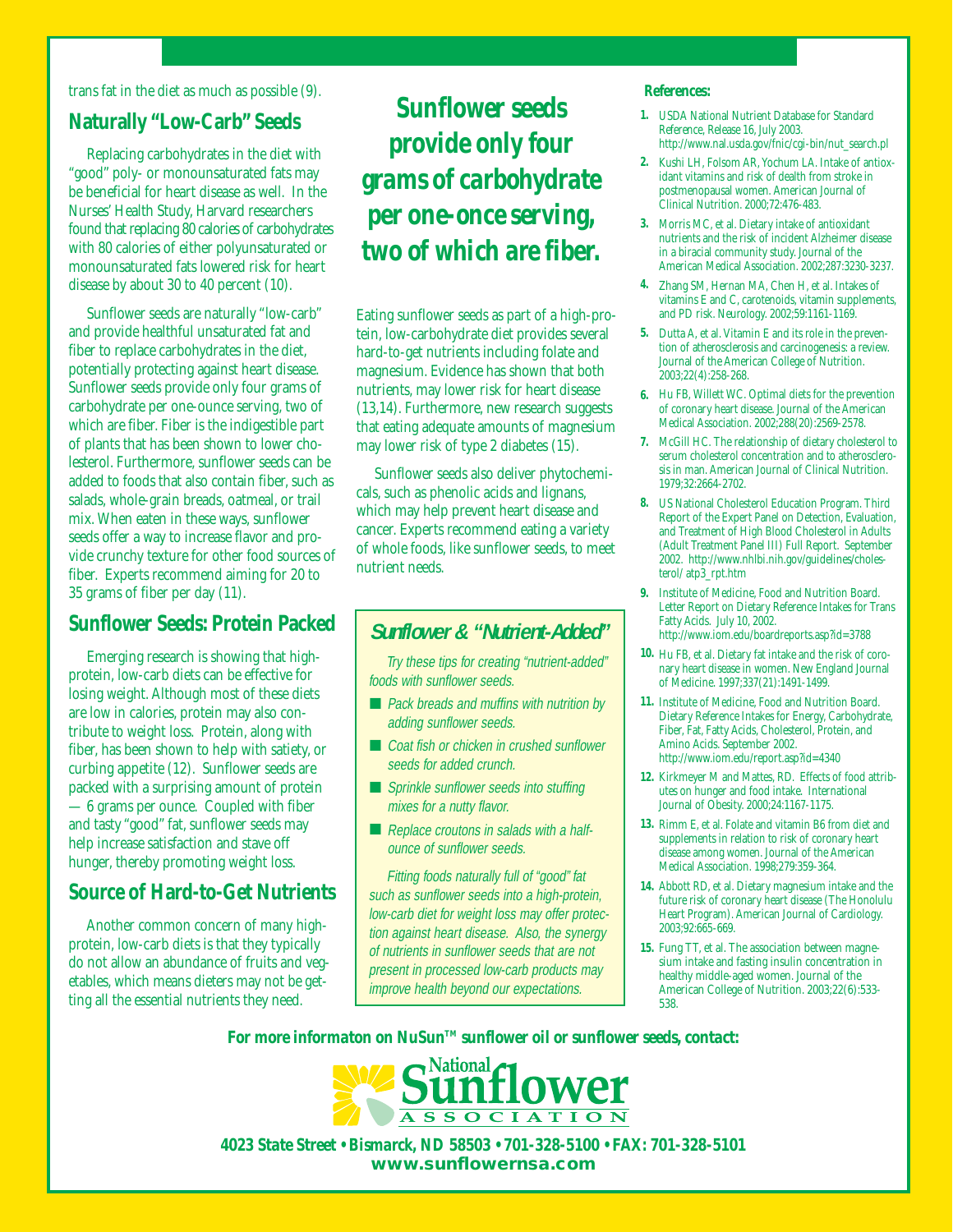trans fat in the diet as much as possible (9).

## Naturally "Low-Carb" Seeds

Replacing carbohydrates in the diet with "good" poly- or monounsaturated fats may be beneficial for heart disease as well. In the Nurses' Health Study, Harvard researchers found that replacing 80 calories of carbohydrates with 80 calories of either polyunsaturated or monounsaturated fats lowered risk for heart disease by about 30 to 40 percent (10).

Sunflower seeds are naturally "low-carb" and provide healthful unsaturated fat and fiber to replace carbohydrates in the diet, potentially protecting against heart disease. Sunflower seeds provide only four grams of carbohydrate per one-ounce serving, two of which are fiber. Fiber is the indigestible part of plants that has been shown to lower cholesterol. Furthermore, sunflower seeds can be added to foods that also contain fiber, such as salads, whole-grain breads, oatmeal, or trail mix. When eaten in these ways, sunflower seeds offer a way to increase flavor and provide crunchy texture for other food sources of fiber. Experts recommend aiming for 20 to 35 grams of fiber per day (11).

## Sunflower Seeds: Protein Packed

Emerging research is showing that high-protein, low-carb diets can be effective for losing weight. Although most of these diets are low in calories, protein may also contribute to weight loss. Protein, along with fiber, has been shown to help with satiety, or curbing appetite (12). Sunflower seeds are packed with a surprising amount of protein — 6 grams per ounce. Coupled with fiber and tasty "good" fat, sunflower seeds may help increase satisfaction and stave off hunger, thereby promoting weight loss.

## Source of Hard-to-Get Nutrients

Another common concern of many high-protein, low-carb diets is that they typically do not allow an abundance of fruits and vegetables, which means dieters may not be getting all the essential nutrients they need.

**Sunflower seeds provide only four grams of carbohydrate per one-once serving, two of which are fiber.**

Eating sunflower seeds as part of a high-protein, low-carbohydrate diet provides several hard-to-get nutrients including folate and magnesium. Evidence has shown that both nutrients, may lower risk for heart disease (13,14). Furthermore, new research suggests that eating adequate amounts of magnesium may lower risk of type 2 diabetes (15).

Sunflower seeds also deliver phytochemicals, such as phenolic acids and lignans, which may help prevent heart disease and cancer. Experts recommend eating a variety of whole foods, like sunflower seeds, to meet nutrient needs.

### Sunflower & "Nutrient-Added"

*Try these tips for creating "nutrient-added" foods with sunflower seeds.*

- *Pack breads and muffins with nutrition by adding sunflower seeds.*
- *Coat fish or chicken in crushed sunflower seeds for added crunch.*
- *Sprinkle sunflower seeds into stuffing mixes for a nutty flavor.*
- *Replace croutons in salads with a half-ounce of sunflower seeds.*

*Fitting foods naturally full of "good" fat such as sunflower seeds into a high-protein, low-carb diet for weight loss may offer protection against heart disease. Also, the synergy of nutrients in sunflower seeds that are not present in processed low-carb products may improve health beyond our expectations.*

### References:

1. USDA National Nutrient Database for Standard Reference, Release 16, July 2003. http://www.nal.usda.gov/fnic/cgi-bin/nut_search.pl
2. Kushi LH, Folsom AR, Yochum LA. Intake of antioxidant vitamins and risk of dealth from stroke in postmenopausal women. American Journal of Clinical Nutrition. 2000;72:476-483.
3. Morris MC, et al. Dietary intake of antioxidant nutrients and the risk of incident Alzheimer disease in a biracial community study. Journal of the American Medical Association. 2002;287:3230-3237.
4. Zhang SM, Hernan MA, Chen H, et al. Intakes of vitamins E and C, carotenoids, vitamin supplements, and PD risk. Neurology. 2002;59:1161-1169.
5. Dutta A, et al. Vitamin E and its role in the prevention of atherosclerosis and carcinogenesis: a review. Journal of the American College of Nutrition. 2003;22(4):258-268.
6. Hu FB, Willett WC. Optimal diets for the prevention of coronary heart disease. Journal of the American Medical Association. 2002;288(20):2569-2578.
7. McGill HC. The relationship of dietary cholesterol to serum cholesterol concentration and to atherosclerosis in man. American Journal of Clinical Nutrition. 1979;32:2664-2702.
8. US National Cholesterol Education Program. Third Report of the Expert Panel on Detection, Evaluation, and Treatment of High Blood Cholesterol in Adults (Adult Treatment Panel III) Full Report. September 2002. http://www.nhlbi.nih.gov/guidelines/cholesterol/ atp3_rpt.htm
9. Institute of Medicine, Food and Nutrition Board. Letter Report on Dietary Reference Intakes for Trans Fatty Acids. July 10, 2002. http://www.iom.edu/boardreports.asp?id=3788
10. Hu FB, et al. Dietary fat intake and the risk of coronary heart disease in women. New England Journal of Medicine. 1997;337(21):1491-1499.
11. Institute of Medicine, Food and Nutrition Board. Dietary Reference Intakes for Energy, Carbohydrate, Fiber, Fat, Fatty Acids, Cholesterol, Protein, and Amino Acids. September 2002. http://www.iom.edu/report.asp?id=4340
12. Kirkmeyer M and Mattes, RD. Effects of food attributes on hunger and food intake. International Journal of Obesity. 2000;24:1167-1175.
13. Rimm E, et al. Folate and vitamin B6 from diet and supplements in relation to risk of coronary heart disease among women. Journal of the American Medical Association. 1998;279:359-364.
14. Abbott RD, et al. Dietary magnesium intake and the future risk of coronary heart disease (The Honolulu Heart Program). American Journal of Cardiology. 2003;92:665-669.
15. Fung TT, et al. The association between magnesium intake and fasting insulin concentration in healthy middle-aged women. Journal of the American College of Nutrition. 2003;22(6):533-538.

**For more informaton on NuSun™ sunflower oil or sunflower seeds, contact:**

National Sunflower Association

**4023 State Street • Bismarck, ND 58503 • 701-328-5100 • FAX: 701-328-5101**
**www.sunflowernsa.com**